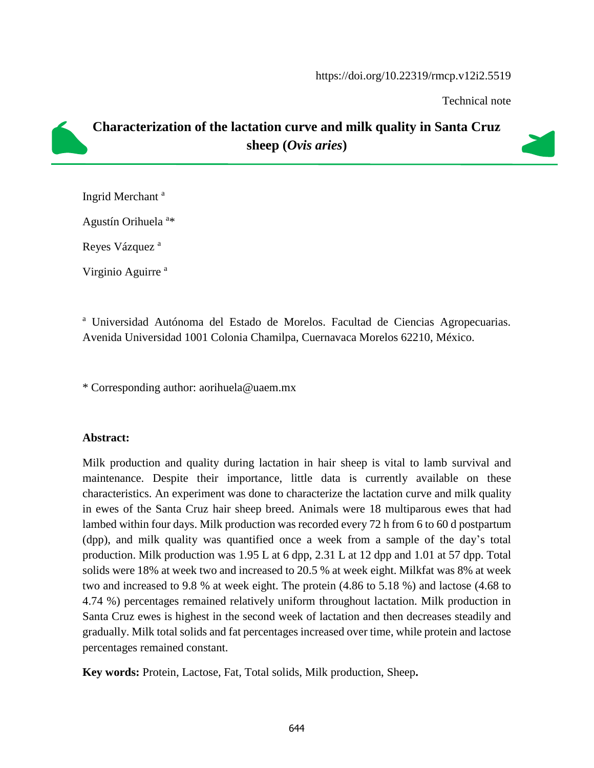https://doi.org/10.22319/rmcp.v12i2.5519

Technical note

# Characterization of the lactation curve and milk quality in Santa Cruz sheep (*Ovis aries*)

Ingrid Merchant [a]

Agustín Orihuela [a]*

Reyes Vázquez [a]

Virginio Aguirre [a]

[a] Universidad Autónoma del Estado de Morelos. Facultad de Ciencias Agropecuarias. Avenida Universidad 1001 Colonia Chamilpa, Cuernavaca Morelos 62210, México.

* Corresponding author: aorihuela@uaem.mx

**Abstract:**

Milk production and quality during lactation in hair sheep is vital to lamb survival and maintenance. Despite their importance, little data is currently available on these characteristics. An experiment was done to characterize the lactation curve and milk quality in ewes of the Santa Cruz hair sheep breed. Animals were 18 multiparous ewes that had lambed within four days. Milk production was recorded every 72 h from 6 to 60 d postpartum (dpp), and milk quality was quantified once a week from a sample of the day's total production. Milk production was 1.95 L at 6 dpp, 2.31 L at 12 dpp and 1.01 at 57 dpp. Total solids were 18% at week two and increased to 20.5 % at week eight. Milkfat was 8% at week two and increased to 9.8 % at week eight. The protein (4.86 to 5.18 %) and lactose (4.68 to 4.74 %) percentages remained relatively uniform throughout lactation. Milk production in Santa Cruz ewes is highest in the second week of lactation and then decreases steadily and gradually. Milk total solids and fat percentages increased over time, while protein and lactose percentages remained constant.

**Key words:** Protein, Lactose, Fat, Total solids, Milk production, Sheep**.**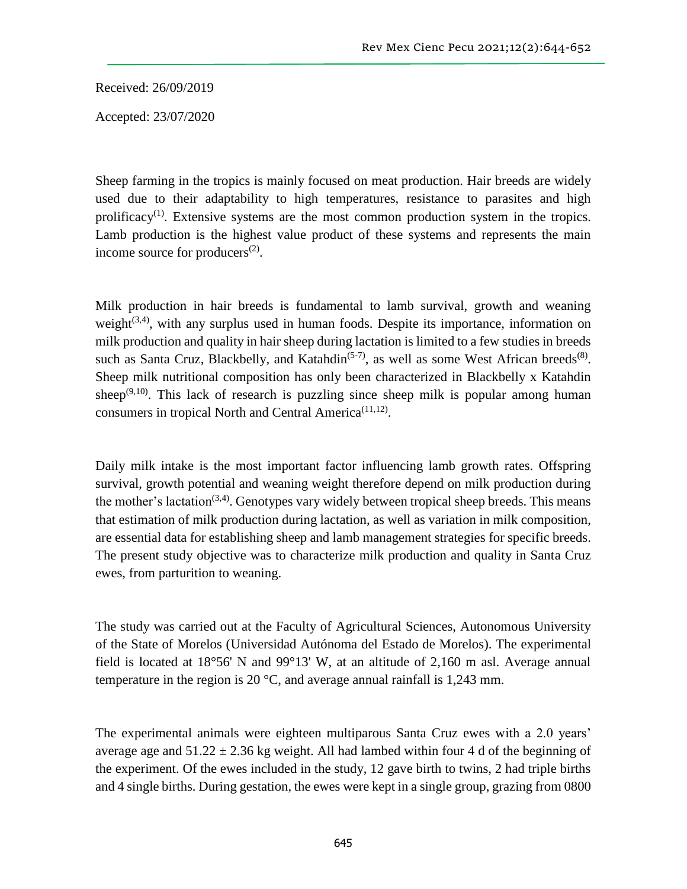Received: 26/09/2019

Accepted: 23/07/2020

Sheep farming in the tropics is mainly focused on meat production. Hair breeds are widely used due to their adaptability to high temperatures, resistance to parasites and high prolificacy[1]. Extensive systems are the most common production system in the tropics. Lamb production is the highest value product of these systems and represents the main income source for producers[2].

Milk production in hair breeds is fundamental to lamb survival, growth and weaning weight[3,4], with any surplus used in human foods. Despite its importance, information on milk production and quality in hair sheep during lactation is limited to a few studies in breeds such as Santa Cruz, Blackbelly, and Katahdin[5-7], as well as some West African breeds[8]. Sheep milk nutritional composition has only been characterized in Blackbelly x Katahdin sheep[9,10]. This lack of research is puzzling since sheep milk is popular among human consumers in tropical North and Central America[11,12].

Daily milk intake is the most important factor influencing lamb growth rates. Offspring survival, growth potential and weaning weight therefore depend on milk production during the mother's lactation[3,4]. Genotypes vary widely between tropical sheep breeds. This means that estimation of milk production during lactation, as well as variation in milk composition, are essential data for establishing sheep and lamb management strategies for specific breeds. The present study objective was to characterize milk production and quality in Santa Cruz ewes, from parturition to weaning.

The study was carried out at the Faculty of Agricultural Sciences, Autonomous University of the State of Morelos (Universidad Autónoma del Estado de Morelos). The experimental field is located at 18°56' N and 99°13' W, at an altitude of 2,160 m asl. Average annual temperature in the region is 20 °C, and average annual rainfall is 1,243 mm.

The experimental animals were eighteen multiparous Santa Cruz ewes with a 2.0 years' average age and 51.22 ± 2.36 kg weight. All had lambed within four 4 d of the beginning of the experiment. Of the ewes included in the study, 12 gave birth to twins, 2 had triple births and 4 single births. During gestation, the ewes were kept in a single group, grazing from 0800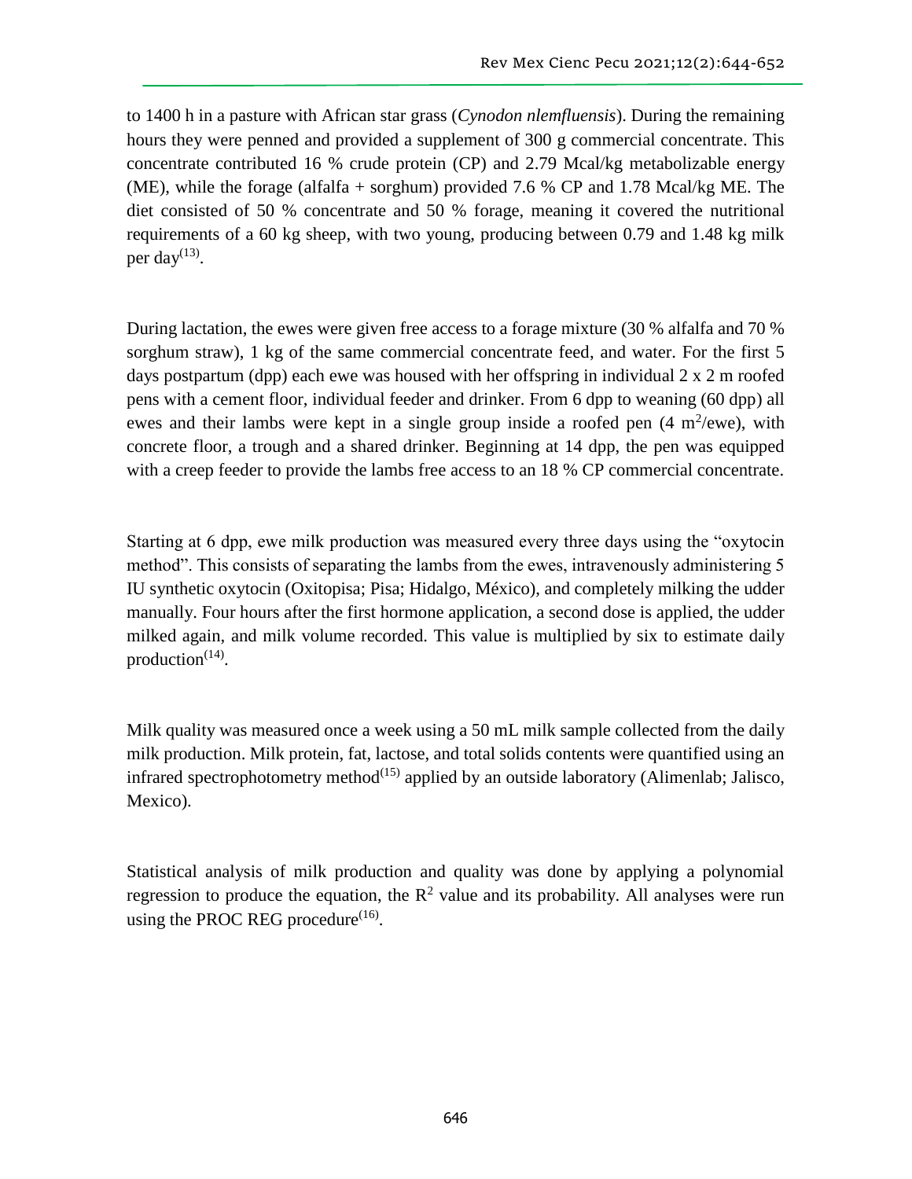to 1400 h in a pasture with African star grass (*Cynodon nlemfluensis*). During the remaining hours they were penned and provided a supplement of 300 g commercial concentrate. This concentrate contributed 16 % crude protein (CP) and 2.79 Mcal/kg metabolizable energy (ME), while the forage (alfalfa + sorghum) provided 7.6 % CP and 1.78 Mcal/kg ME. The diet consisted of 50 % concentrate and 50 % forage, meaning it covered the nutritional requirements of a 60 kg sheep, with two young, producing between 0.79 and 1.48 kg milk per day[13].

During lactation, the ewes were given free access to a forage mixture (30 % alfalfa and 70 % sorghum straw), 1 kg of the same commercial concentrate feed, and water. For the first 5 days postpartum (dpp) each ewe was housed with her offspring in individual 2 x 2 m roofed pens with a cement floor, individual feeder and drinker. From 6 dpp to weaning (60 dpp) all ewes and their lambs were kept in a single group inside a roofed pen (4 $m^2$/ewe), with concrete floor, a trough and a shared drinker. Beginning at 14 dpp, the pen was equipped with a creep feeder to provide the lambs free access to an 18 % CP commercial concentrate.

Starting at 6 dpp, ewe milk production was measured every three days using the "oxytocin method". This consists of separating the lambs from the ewes, intravenously administering 5 IU synthetic oxytocin (Oxitopisa; Pisa; Hidalgo, México), and completely milking the udder manually. Four hours after the first hormone application, a second dose is applied, the udder milked again, and milk volume recorded. This value is multiplied by six to estimate daily production[14].

Milk quality was measured once a week using a 50 mL milk sample collected from the daily milk production. Milk protein, fat, lactose, and total solids contents were quantified using an infrared spectrophotometry method[15] applied by an outside laboratory (Alimenlab; Jalisco, Mexico).

Statistical analysis of milk production and quality was done by applying a polynomial regression to produce the equation, the $R^2$ value and its probability. All analyses were run using the PROC REG procedure[16].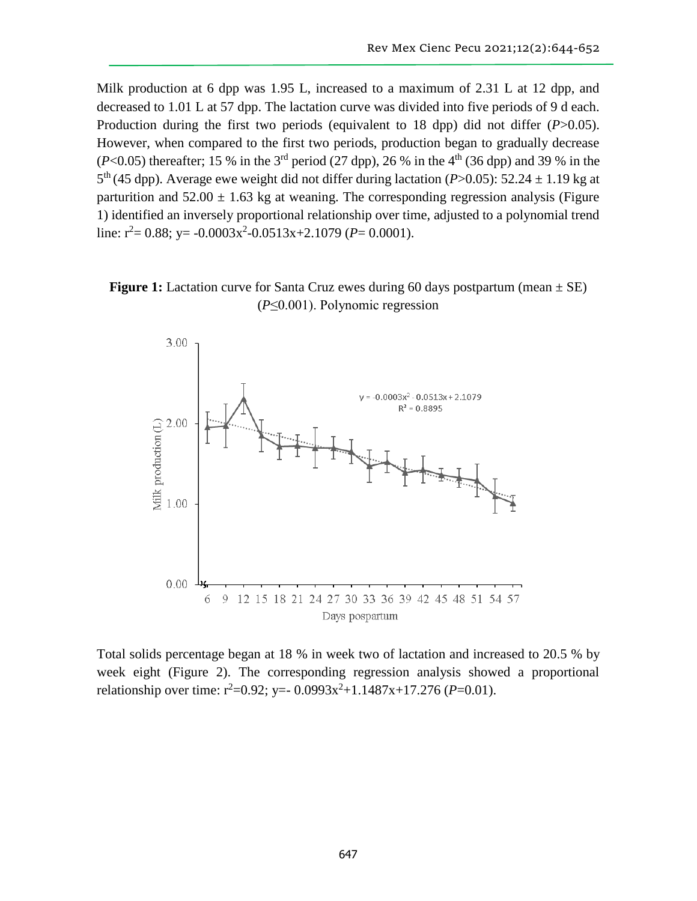Milk production at 6 dpp was 1.95 L, increased to a maximum of 2.31 L at 12 dpp, and decreased to 1.01 L at 57 dpp. The lactation curve was divided into five periods of 9 d each. Production during the first two periods (equivalent to 18 dpp) did not differ ($P$>0.05). However, when compared to the first two periods, production began to gradually decrease ($P$<0.05) thereafter; 15 % in the 3rd period (27 dpp), 26 % in the 4th (36 dpp) and 39 % in the 5th (45 dpp). Average ewe weight did not differ during lactation ($P$>0.05): 52.24 ± 1.19 kg at parturition and 52.00 ± 1.63 kg at weaning. The corresponding regression analysis (Figure 1) identified an inversely proportional relationship over time, adjusted to a polynomial trend line: $r^2$= 0.88; $y= -0.0003x^2-0.0513x+2.1079$ ($P$= 0.0001).

**Figure 1:** Lactation curve for Santa Cruz ewes during 60 days postpartum (mean ± SE) ($P$≤0.001). Polynomic regression

Total solids percentage began at 18 % in week two of lactation and increased to 20.5 % by week eight (Figure 2). The corresponding regression analysis showed a proportional relationship over time: $r^2$=0.92; $y=- 0.0993x^2+1.1487x+17.276$ ($P$=0.01).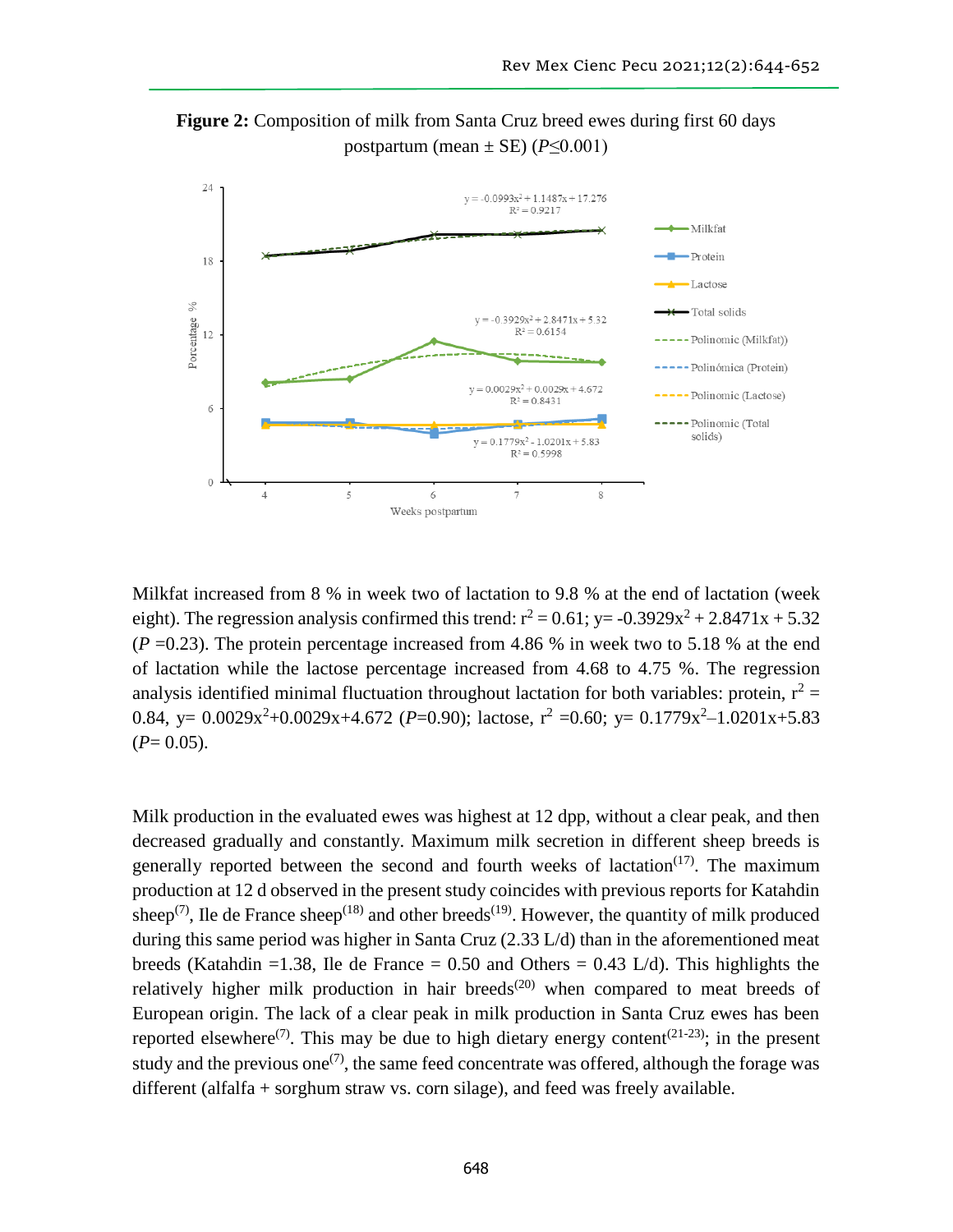**Figure 2:** Composition of milk from Santa Cruz breed ewes during first 60 days postpartum (mean ± SE) ($P \leq 0.001$)

Milkfat increased from 8 % in week two of lactation to 9.8 % at the end of lactation (week eight). The regression analysis confirmed this trend: $r^2 = 0.61$; $y = -0.3929x^2 + 2.8471x + 5.32$ ($P = 0.23$). The protein percentage increased from 4.86 % in week two to 5.18 % at the end of lactation while the lactose percentage increased from 4.68 to 4.75 %. The regression analysis identified minimal fluctuation throughout lactation for both variables: protein, $r^2 = 0.84$, $y = 0.0029x^2 + 0.0029x + 4.672$ ($P = 0.90$); lactose, $r^2 = 0.60$; $y = 0.1779x^2 – 1.0201x + 5.83$ ($P = 0.05$).

Milk production in the evaluated ewes was highest at 12 dpp, without a clear peak, and then decreased gradually and constantly. Maximum milk secretion in different sheep breeds is generally reported between the second and fourth weeks of lactation[17]. The maximum production at 12 d observed in the present study coincides with previous reports for Katahdin sheep[7], Ile de France sheep[18] and other breeds[19]. However, the quantity of milk produced during this same period was higher in Santa Cruz (2.33 L/d) than in the aforementioned meat breeds (Katahdin =1.38, Ile de France = 0.50 and Others = 0.43 L/d). This highlights the relatively higher milk production in hair breeds[20] when compared to meat breeds of European origin. The lack of a clear peak in milk production in Santa Cruz ewes has been reported elsewhere[7]. This may be due to high dietary energy content[21-23]; in the present study and the previous one[7], the same feed concentrate was offered, although the forage was different (alfalfa + sorghum straw vs. corn silage), and feed was freely available.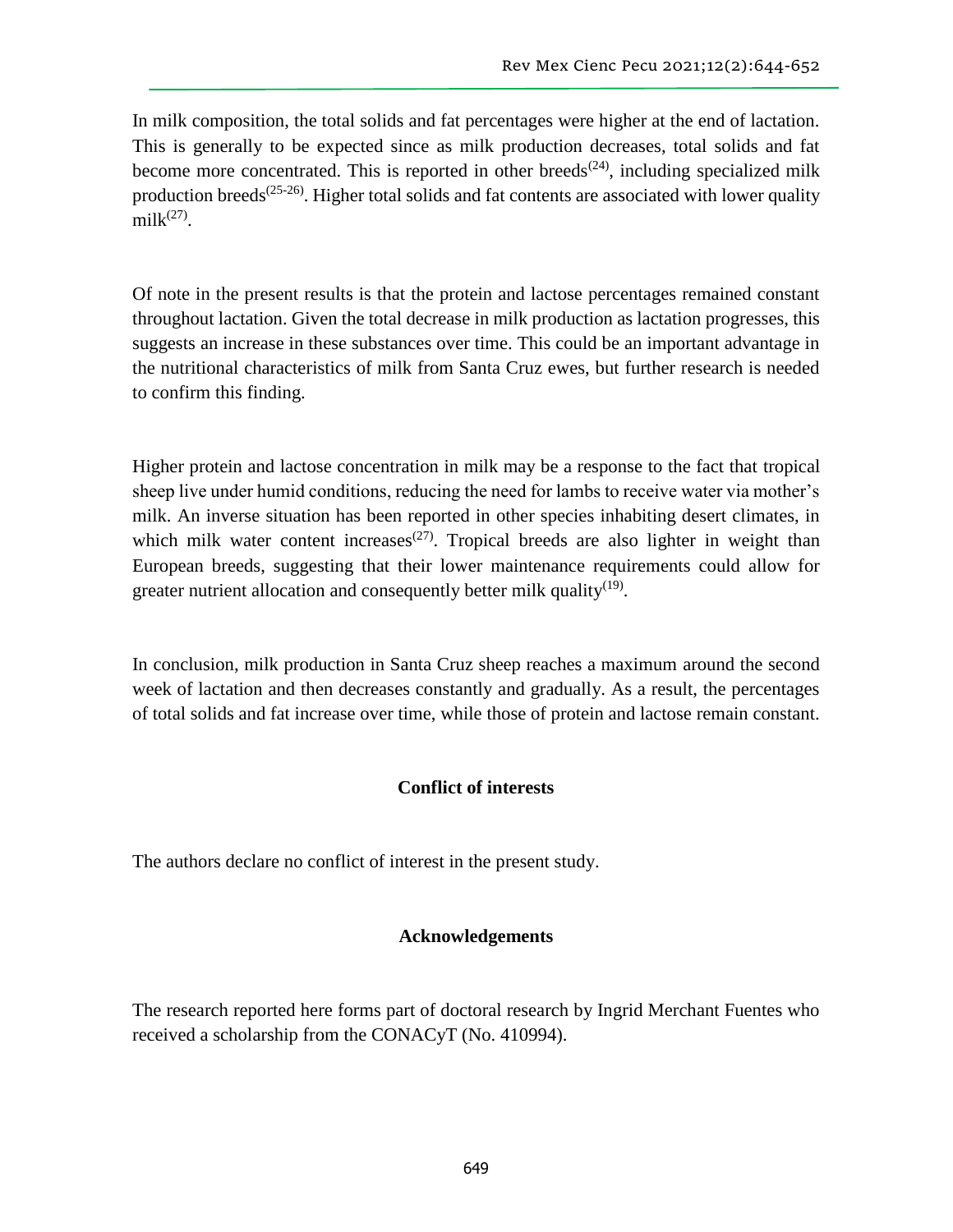In milk composition, the total solids and fat percentages were higher at the end of lactation. This is generally to be expected since as milk production decreases, total solids and fat become more concentrated. This is reported in other breeds[(24)], including specialized milk production breeds[(25-26)]. Higher total solids and fat contents are associated with lower quality milk[(27)].

Of note in the present results is that the protein and lactose percentages remained constant throughout lactation. Given the total decrease in milk production as lactation progresses, this suggests an increase in these substances over time. This could be an important advantage in the nutritional characteristics of milk from Santa Cruz ewes, but further research is needed to confirm this finding.

Higher protein and lactose concentration in milk may be a response to the fact that tropical sheep live under humid conditions, reducing the need for lambs to receive water via mother's milk. An inverse situation has been reported in other species inhabiting desert climates, in which milk water content increases[(27)]. Tropical breeds are also lighter in weight than European breeds, suggesting that their lower maintenance requirements could allow for greater nutrient allocation and consequently better milk quality[(19)].

In conclusion, milk production in Santa Cruz sheep reaches a maximum around the second week of lactation and then decreases constantly and gradually. As a result, the percentages of total solids and fat increase over time, while those of protein and lactose remain constant.

## Conflict of interests

The authors declare no conflict of interest in the present study.

## Acknowledgements

The research reported here forms part of doctoral research by Ingrid Merchant Fuentes who received a scholarship from the CONACyT (No. 410994).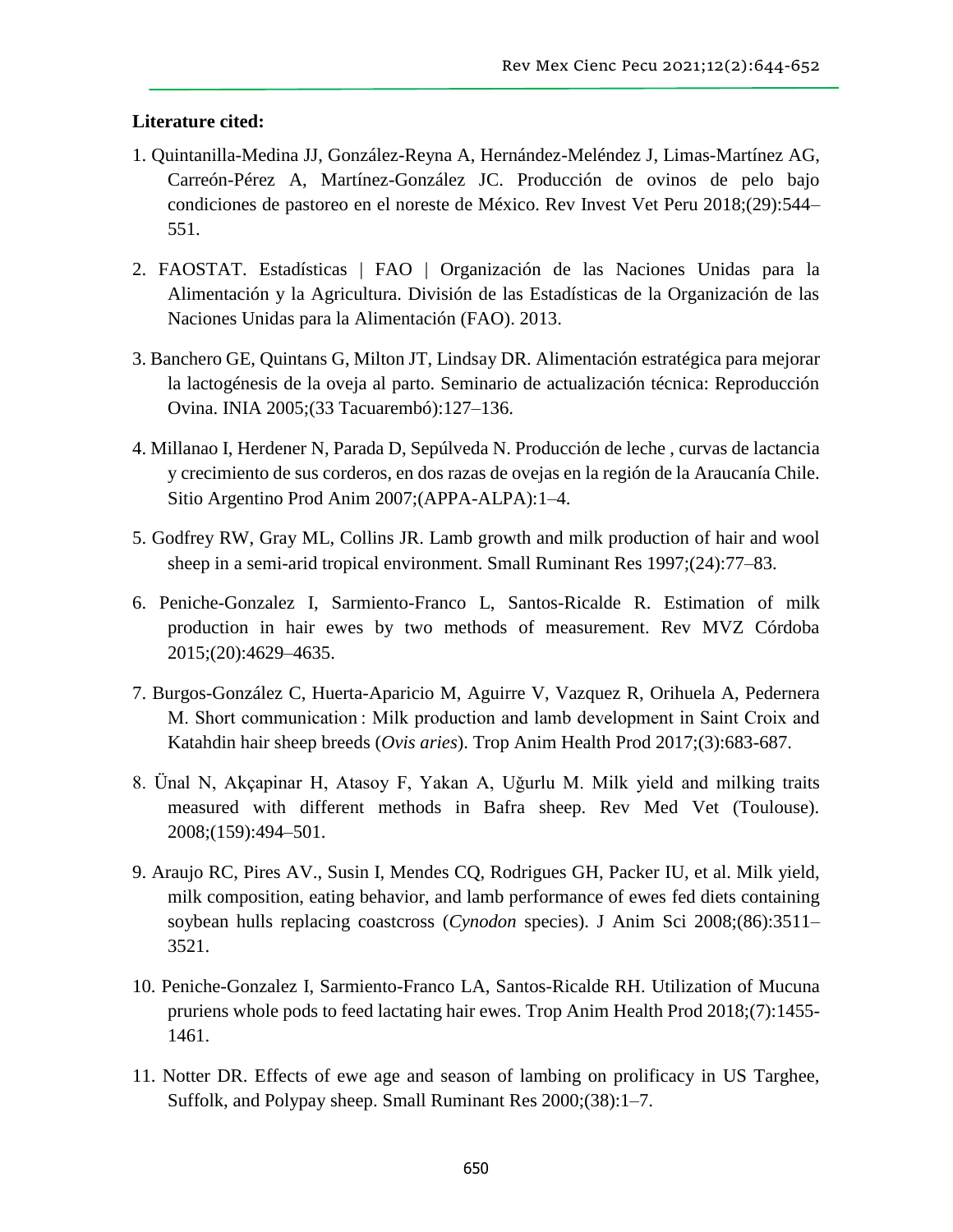**Literature cited:**

1. Quintanilla-Medina JJ, González-Reyna A, Hernández-Meléndez J, Limas-Martínez AG, Carreón-Pérez A, Martínez-González JC. Producción de ovinos de pelo bajo condiciones de pastoreo en el noreste de México. Rev Invest Vet Peru 2018;(29):544–551.

2. FAOSTAT. Estadísticas | FAO | Organización de las Naciones Unidas para la Alimentación y la Agricultura. División de las Estadísticas de la Organización de las Naciones Unidas para la Alimentación (FAO). 2013.

3. Banchero GE, Quintans G, Milton JT, Lindsay DR. Alimentación estratégica para mejorar la lactogénesis de la oveja al parto. Seminario de actualización técnica: Reproducción Ovina. INIA 2005;(33 Tacuarembó):127–136.

4. Millanao I, Herdener N, Parada D, Sepúlveda N. Producción de leche , curvas de lactancia y crecimiento de sus corderos, en dos razas de ovejas en la región de la Araucanía Chile. Sitio Argentino Prod Anim 2007;(APPA-ALPA):1–4.

5. Godfrey RW, Gray ML, Collins JR. Lamb growth and milk production of hair and wool sheep in a semi-arid tropical environment. Small Ruminant Res 1997;(24):77–83.

6. Peniche-Gonzalez I, Sarmiento-Franco L, Santos-Ricalde R. Estimation of milk production in hair ewes by two methods of measurement. Rev MVZ Córdoba 2015;(20):4629–4635.

7. Burgos-González C, Huerta-Aparicio M, Aguirre V, Vazquez R, Orihuela A, Pedernera M. Short communication : Milk production and lamb development in Saint Croix and Katahdin hair sheep breeds (*Ovis aries*). Trop Anim Health Prod 2017;(3):683-687.

8. Ünal N, Akçapinar H, Atasoy F, Yakan A, Uğurlu M. Milk yield and milking traits measured with different methods in Bafra sheep. Rev Med Vet (Toulouse). 2008;(159):494–501.

9. Araujo RC, Pires AV., Susin I, Mendes CQ, Rodrigues GH, Packer IU, et al. Milk yield, milk composition, eating behavior, and lamb performance of ewes fed diets containing soybean hulls replacing coastcross (*Cynodon* species). J Anim Sci 2008;(86):3511–3521.

10. Peniche-Gonzalez I, Sarmiento-Franco LA, Santos-Ricalde RH. Utilization of Mucuna pruriens whole pods to feed lactating hair ewes. Trop Anim Health Prod 2018;(7):1455-1461.

11. Notter DR. Effects of ewe age and season of lambing on prolificacy in US Targhee, Suffolk, and Polypay sheep. Small Ruminant Res 2000;(38):1–7.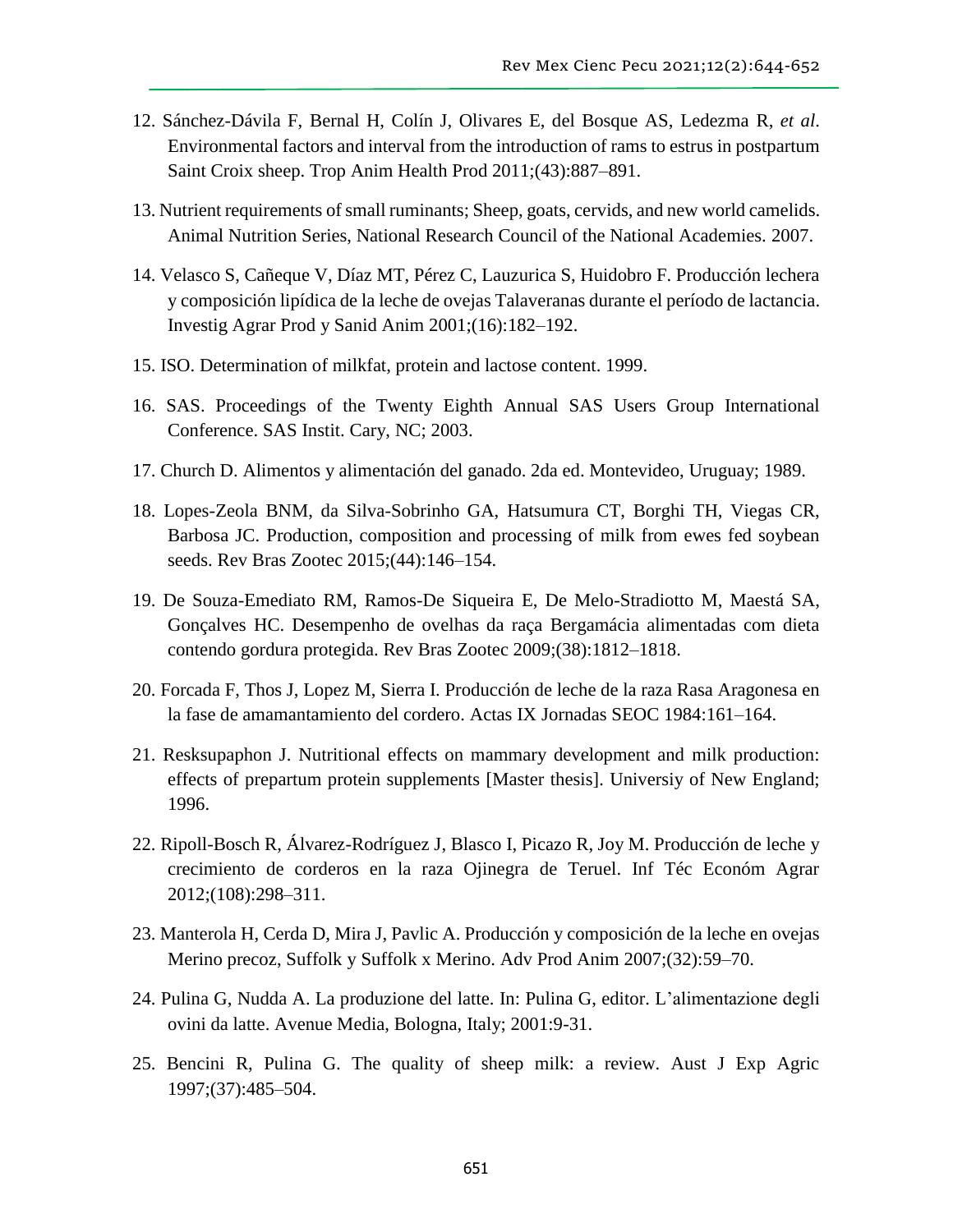12. Sánchez-Dávila F, Bernal H, Colín J, Olivares E, del Bosque AS, Ledezma R, *et al*. Environmental factors and interval from the introduction of rams to estrus in postpartum Saint Croix sheep. Trop Anim Health Prod 2011;(43):887–891.

13. Nutrient requirements of small ruminants; Sheep, goats, cervids, and new world camelids. Animal Nutrition Series, National Research Council of the National Academies. 2007.

14. Velasco S, Cañeque V, Díaz MT, Pérez C, Lauzurica S, Huidobro F. Producción lechera y composición lipídica de la leche de ovejas Talaveranas durante el período de lactancia. Investig Agrar Prod y Sanid Anim 2001;(16):182–192.

15. ISO. Determination of milkfat, protein and lactose content. 1999.

16. SAS. Proceedings of the Twenty Eighth Annual SAS Users Group International Conference. SAS Instit. Cary, NC; 2003.

17. Church D. Alimentos y alimentación del ganado. 2da ed. Montevideo, Uruguay; 1989.

18. Lopes-Zeola BNM, da Silva-Sobrinho GA, Hatsumura CT, Borghi TH, Viegas CR, Barbosa JC. Production, composition and processing of milk from ewes fed soybean seeds. Rev Bras Zootec 2015;(44):146–154.

19. De Souza-Emediato RM, Ramos-De Siqueira E, De Melo-Stradiotto M, Maestá SA, Gonçalves HC. Desempenho de ovelhas da raça Bergamácia alimentadas com dieta contendo gordura protegida. Rev Bras Zootec 2009;(38):1812–1818.

20. Forcada F, Thos J, Lopez M, Sierra I. Producción de leche de la raza Rasa Aragonesa en la fase de amamantamiento del cordero. Actas IX Jornadas SEOC 1984:161–164.

21. Resksupaphon J. Nutritional effects on mammary development and milk production: effects of prepartum protein supplements [Master thesis]. Universiy of New England; 1996.

22. Ripoll-Bosch R, Álvarez-Rodríguez J, Blasco I, Picazo R, Joy M. Producción de leche y crecimiento de corderos en la raza Ojinegra de Teruel. Inf Téc Económ Agrar 2012;(108):298–311.

23. Manterola H, Cerda D, Mira J, Pavlic A. Producción y composición de la leche en ovejas Merino precoz, Suffolk y Suffolk x Merino. Adv Prod Anim 2007;(32):59–70.

24. Pulina G, Nudda A. La produzione del latte. In: Pulina G, editor. L'alimentazione degli ovini da latte. Avenue Media, Bologna, Italy; 2001:9-31.

25. Bencini R, Pulina G. The quality of sheep milk: a review. Aust J Exp Agric 1997;(37):485–504.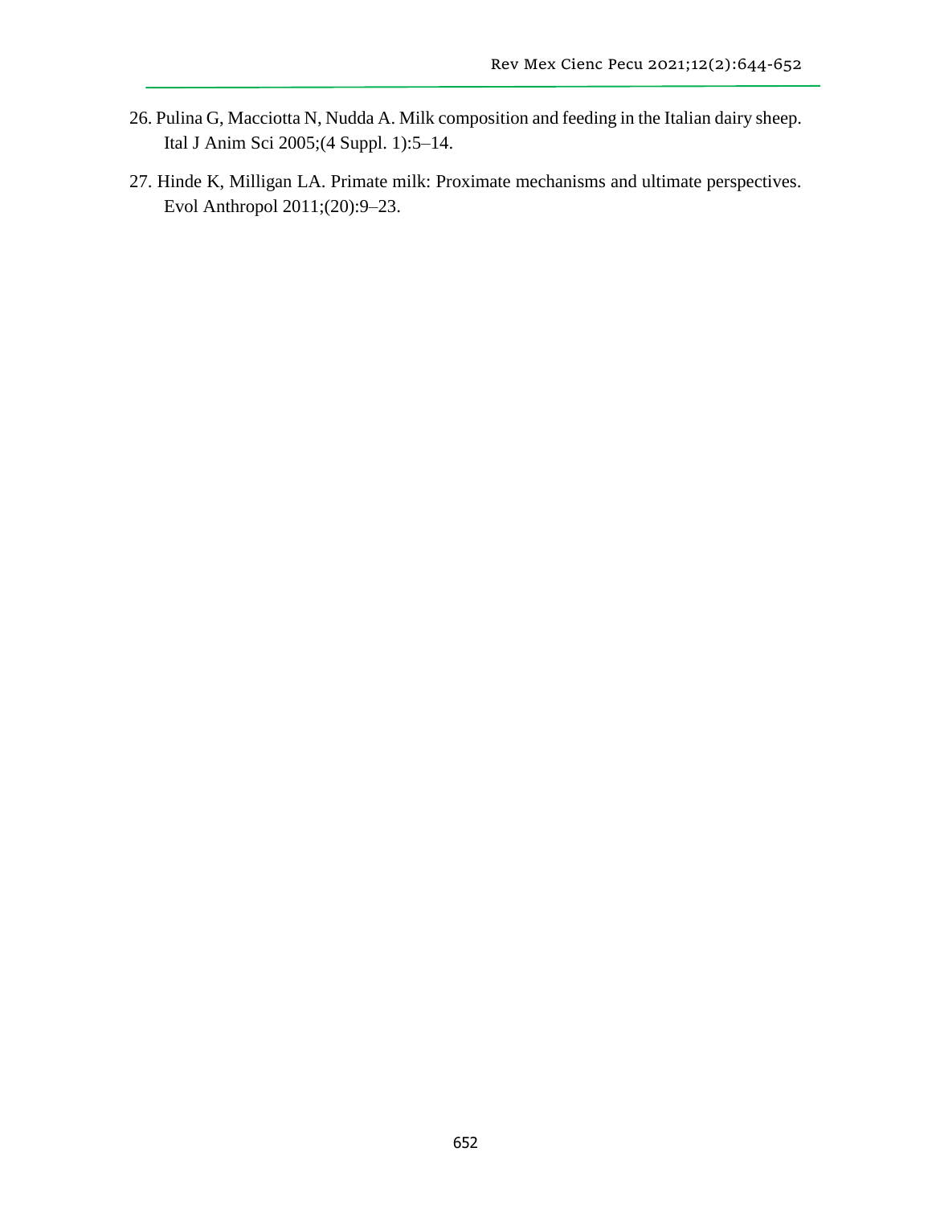26. Pulina G, Macciotta N, Nudda A. Milk composition and feeding in the Italian dairy sheep. Ital J Anim Sci 2005;(4 Suppl. 1):5–14.

27. Hinde K, Milligan LA. Primate milk: Proximate mechanisms and ultimate perspectives. Evol Anthropol 2011;(20):9–23.